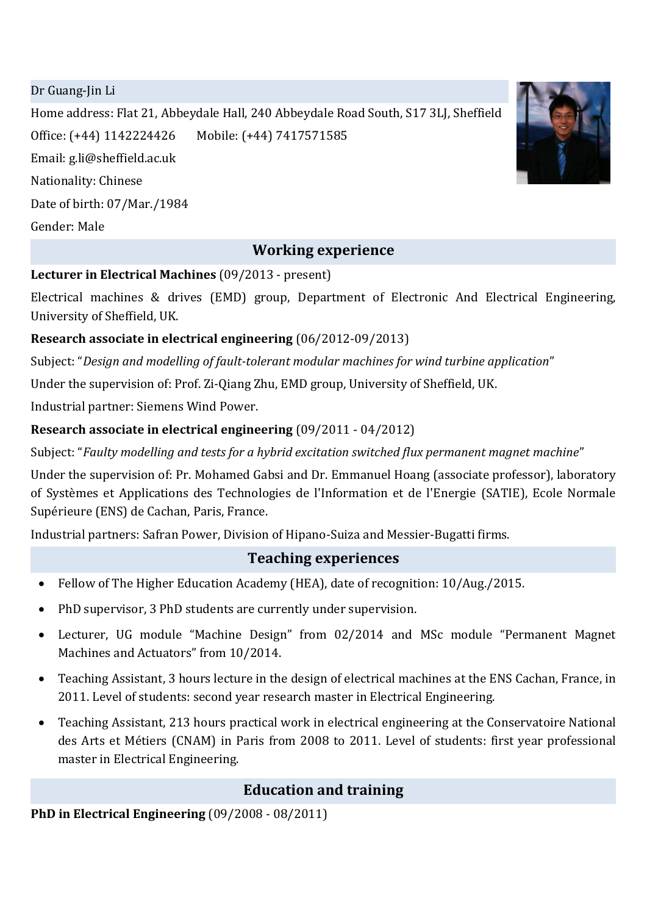Dr Guang-Jin Li

Home address: Flat 21, Abbeydale Hall, 240 Abbeydale Road South, S17 3LJ, Sheffield

Office: (+44) 1142224426 Mobile: (+44) 7417571585

Email: g.li@sheffield.ac.uk

Nationality: Chinese

Date of birth: 07/Mar./1984

Gender: Male

## Working experience

**Lecturer in Electrical Machines** (09/2013 - present)

Electrical machines & drives (EMD) group, Department of Electronic And Electrical Engineering, University of Sheffield, UK.

**Research associate in electrical engineering** (06/2012-09/2013)

Subject: "*Design and modelling of fault-tolerant modular machines for wind turbine application*"

Under the supervision of: Prof. Zi-Qiang Zhu, EMD group, University of Sheffield, UK.

Industrial partner: Siemens Wind Power.

**Research associate in electrical engineering** (09/2011 - 04/2012)

Subject: "*Faulty modelling and tests for a hybrid excitation switched flux permanent magnet machine*"

Under the supervision of: Pr. Mohamed Gabsi and Dr. Emmanuel Hoang (associate professor), laboratory of Systèmes et Applications des Technologies de l'Information et de l'Energie (SATIE), Ecole Normale Supérieure (ENS) de Cachan, Paris, France.

Industrial partners: Safran Power, Division of Hipano-Suiza and Messier-Bugatti firms.

## Teaching experiences

- Fellow of The Higher Education Academy (HEA), date of recognition: 10/Aug./2015.
- PhD supervisor, 3 PhD students are currently under supervision.
- Lecturer, UG module "Machine Design" from 02/2014 and MSc module "Permanent Magnet Machines and Actuators" from 10/2014.
- Teaching Assistant, 3 hours lecture in the design of electrical machines at the ENS Cachan, France, in 2011. Level of students: second year research master in Electrical Engineering.
- Teaching Assistant, 213 hours practical work in electrical engineering at the Conservatoire National des Arts et Métiers (CNAM) in Paris from 2008 to 2011. Level of students: first year professional master in Electrical Engineering.

## Education and training

**PhD in Electrical Engineering** (09/2008 - 08/2011)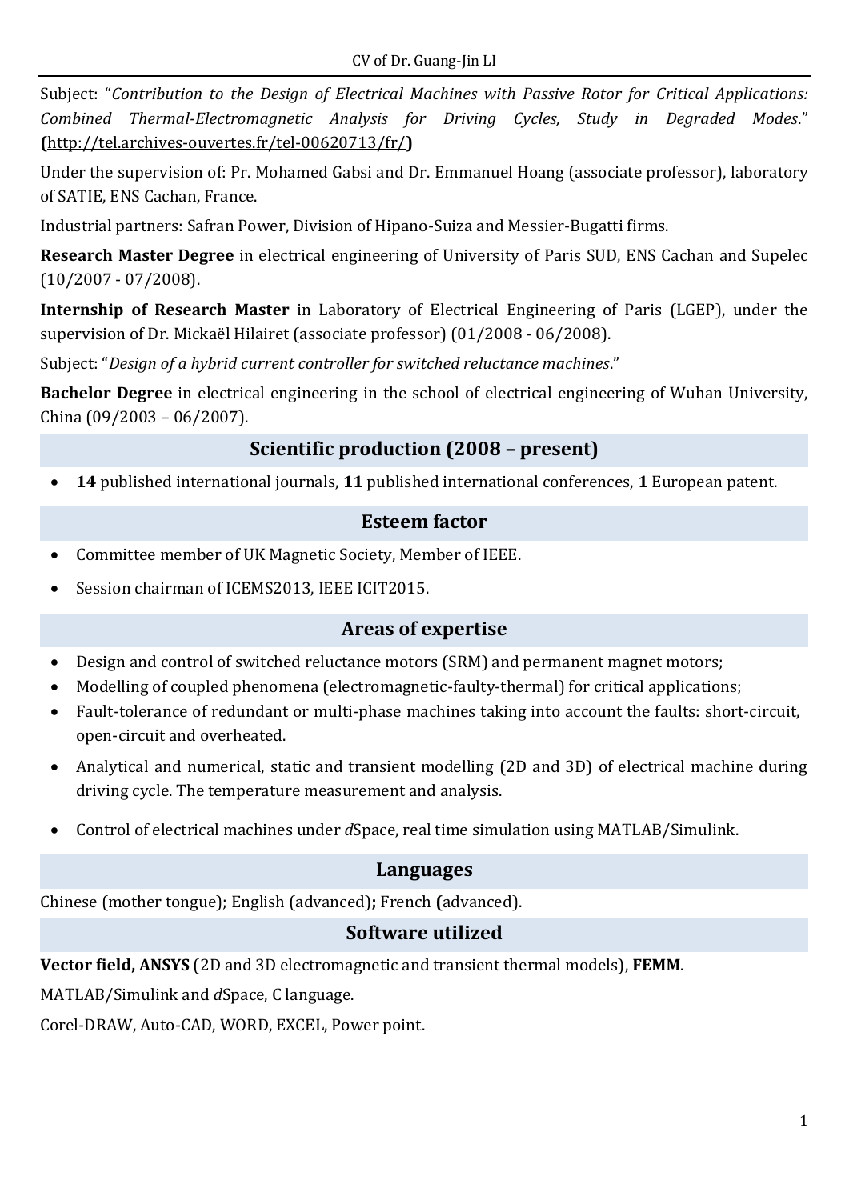Subject: "*Contribution to the Design of Electrical Machines with Passive Rotor for Critical Applications: Combined Thermal-Electromagnetic Analysis for Driving Cycles, Study in Degraded Modes*." **(**http://tel.archives-ouvertes.fr/tel-00620713/fr/**)**

Under the supervision of: Pr. Mohamed Gabsi and Dr. Emmanuel Hoang (associate professor), laboratory of SATIE, ENS Cachan, France.

Industrial partners: Safran Power, Division of Hipano-Suiza and Messier-Bugatti firms.

**Research Master Degree** in electrical engineering of University of Paris SUD, ENS Cachan and Supelec (10/2007 - 07/2008).

**Internship of Research Master** in Laboratory of Electrical Engineering of Paris (LGEP), under the supervision of Dr. Mickaël Hilairet (associate professor) (01/2008 - 06/2008).

Subject: "*Design of a hybrid current controller for switched reluctance machines*."

**Bachelor Degree** in electrical engineering in the school of electrical engineering of Wuhan University, China (09/2003 – 06/2007).

## Scientific production (2008 – present)

- **14** published international journals, **11** published international conferences, **1** European patent.

## Esteem factor

- Committee member of UK Magnetic Society, Member of IEEE.
- Session chairman of ICEMS2013, IEEE ICIT2015.

## Areas of expertise

- Design and control of switched reluctance motors (SRM) and permanent magnet motors;
- Modelling of coupled phenomena (electromagnetic-faulty-thermal) for critical applications;
- Fault-tolerance of redundant or multi-phase machines taking into account the faults: short-circuit, open-circuit and overheated.
- Analytical and numerical, static and transient modelling (2D and 3D) of electrical machine during driving cycle. The temperature measurement and analysis.
- Control of electrical machines under *d*Space, real time simulation using MATLAB/Simulink.

## Languages

Chinese (mother tongue); English (advanced)**;** French **(**advanced).

## Software utilized

**Vector field, ANSYS** (2D and 3D electromagnetic and transient thermal models), **FEMM**.

MATLAB/Simulink and *d*Space, C language.

Corel-DRAW, Auto-CAD, WORD, EXCEL, Power point.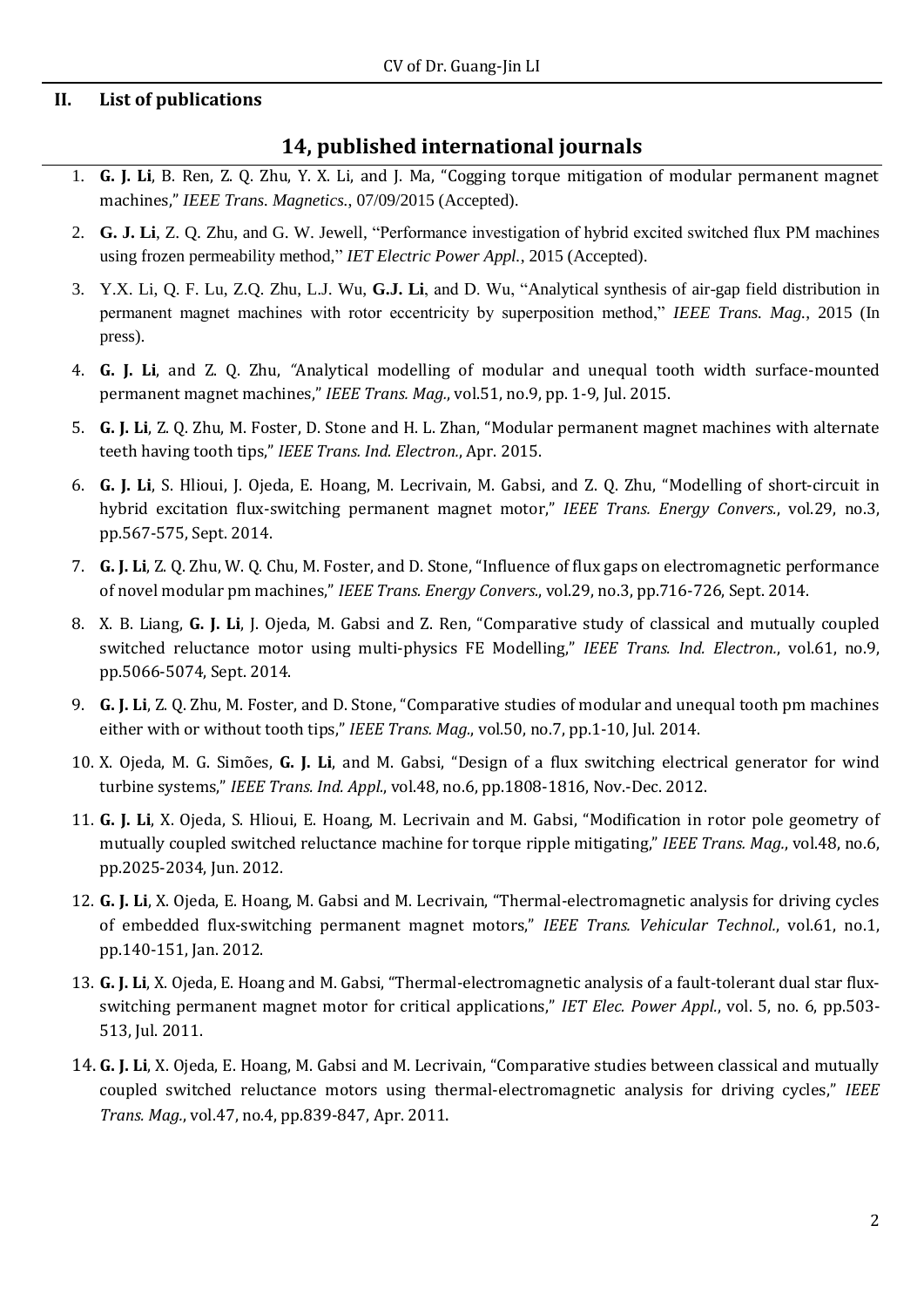## II. List of publications

### 14, published international journals

1. **G. J. Li**, B. Ren, Z. Q. Zhu, Y. X. Li, and J. Ma, "Cogging torque mitigation of modular permanent magnet machines," *IEEE Trans. Magnetics.*, 07/09/2015 (Accepted).
2. **G. J. Li**, Z. Q. Zhu, and G. W. Jewell, "Performance investigation of hybrid excited switched flux PM machines using frozen permeability method," *IET Electric Power Appl.*, 2015 (Accepted).
3. Y.X. Li, Q. F. Lu, Z.Q. Zhu, L.J. Wu, **G.J. Li**, and D. Wu, "Analytical synthesis of air-gap field distribution in permanent magnet machines with rotor eccentricity by superposition method," *IEEE Trans. Mag.*, 2015 (In press).
4. **G. J. Li**, and Z. Q. Zhu, "Analytical modelling of modular and unequal tooth width surface-mounted permanent magnet machines," *IEEE Trans. Mag.*, vol.51, no.9, pp. 1-9, Jul. 2015.
5. **G. J. Li**, Z. Q. Zhu, M. Foster, D. Stone and H. L. Zhan, "Modular permanent magnet machines with alternate teeth having tooth tips," *IEEE Trans. Ind. Electron.*, Apr. 2015.
6. **G. J. Li**, S. Hlioui, J. Ojeda, E. Hoang, M. Lecrivain, M. Gabsi, and Z. Q. Zhu, "Modelling of short-circuit in hybrid excitation flux-switching permanent magnet motor," *IEEE Trans. Energy Convers.*, vol.29, no.3, pp.567-575, Sept. 2014.
7. **G. J. Li**, Z. Q. Zhu, W. Q. Chu, M. Foster, and D. Stone, "Influence of flux gaps on electromagnetic performance of novel modular pm machines," *IEEE Trans. Energy Convers.*, vol.29, no.3, pp.716-726, Sept. 2014.
8. X. B. Liang, **G. J. Li**, J. Ojeda, M. Gabsi and Z. Ren, "Comparative study of classical and mutually coupled switched reluctance motor using multi-physics FE Modelling," *IEEE Trans. Ind. Electron.*, vol.61, no.9, pp.5066-5074, Sept. 2014.
9. **G. J. Li**, Z. Q. Zhu, M. Foster, and D. Stone, "Comparative studies of modular and unequal tooth pm machines either with or without tooth tips," *IEEE Trans. Mag.*, vol.50, no.7, pp.1-10, Jul. 2014.
10. X. Ojeda, M. G. Simões, **G. J. Li**, and M. Gabsi, "Design of a flux switching electrical generator for wind turbine systems," *IEEE Trans. Ind. Appl.*, vol.48, no.6, pp.1808-1816, Nov.-Dec. 2012.
11. **G. J. Li**, X. Ojeda, S. Hlioui, E. Hoang, M. Lecrivain and M. Gabsi, "Modification in rotor pole geometry of mutually coupled switched reluctance machine for torque ripple mitigating," *IEEE Trans. Mag.*, vol.48, no.6, pp.2025-2034, Jun. 2012.
12. **G. J. Li**, X. Ojeda, E. Hoang, M. Gabsi and M. Lecrivain, "Thermal-electromagnetic analysis for driving cycles of embedded flux-switching permanent magnet motors," *IEEE Trans. Vehicular Technol.*, vol.61, no.1, pp.140-151, Jan. 2012.
13. **G. J. Li**, X. Ojeda, E. Hoang and M. Gabsi, "Thermal-electromagnetic analysis of a fault-tolerant dual star flux-switching permanent magnet motor for critical applications," *IET Elec. Power Appl.*, vol. 5, no. 6, pp.503-513, Jul. 2011.
14. **G. J. Li**, X. Ojeda, E. Hoang, M. Gabsi and M. Lecrivain, "Comparative studies between classical and mutually coupled switched reluctance motors using thermal-electromagnetic analysis for driving cycles," *IEEE Trans. Mag.*, vol.47, no.4, pp.839-847, Apr. 2011.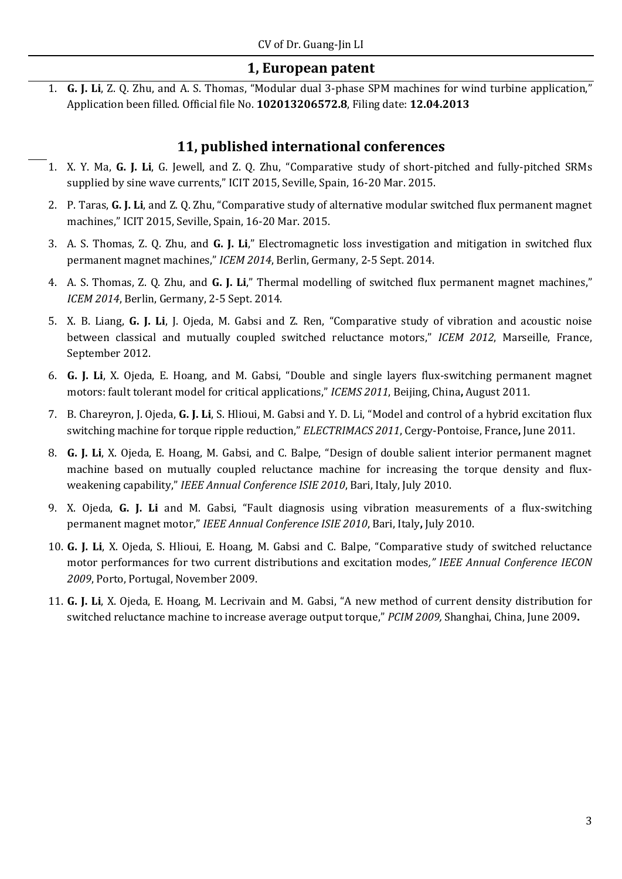## 1, European patent

1. **G. J. Li**, Z. Q. Zhu, and A. S. Thomas, "Modular dual 3-phase SPM machines for wind turbine application," Application been filled. Official file No. **102013206572.8**, Filing date: **12.04.2013**

## 11, published international conferences

1. X. Y. Ma, **G. J. Li**, G. Jewell, and Z. Q. Zhu, "Comparative study of short-pitched and fully-pitched SRMs supplied by sine wave currents," ICIT 2015, Seville, Spain, 16-20 Mar. 2015.
2. P. Taras, **G. J. Li**, and Z. Q. Zhu, "Comparative study of alternative modular switched flux permanent magnet machines," ICIT 2015, Seville, Spain, 16-20 Mar. 2015.
3. A. S. Thomas, Z. Q. Zhu, and **G. J. Li**," Electromagnetic loss investigation and mitigation in switched flux permanent magnet machines," *ICEM 2014*, Berlin, Germany, 2-5 Sept. 2014.
4. A. S. Thomas, Z. Q. Zhu, and **G. J. Li**," Thermal modelling of switched flux permanent magnet machines," *ICEM 2014*, Berlin, Germany, 2-5 Sept. 2014.
5. X. B. Liang, **G. J. Li**, J. Ojeda, M. Gabsi and Z. Ren, "Comparative study of vibration and acoustic noise between classical and mutually coupled switched reluctance motors," *ICEM 2012*, Marseille, France, September 2012.
6. **G. J. Li**, X. Ojeda, E. Hoang, and M. Gabsi, "Double and single layers flux-switching permanent magnet motors: fault tolerant model for critical applications," *ICEMS 2011*, Beijing, China**,** August 2011.
7. B. Chareyron, J. Ojeda, **G. J. Li**, S. Hlioui, M. Gabsi and Y. D. Li, "Model and control of a hybrid excitation flux switching machine for torque ripple reduction," *ELECTRIMACS 2011*, Cergy-Pontoise, France**,** June 2011.
8. **G. J. Li**, X. Ojeda, E. Hoang, M. Gabsi, and C. Balpe, "Design of double salient interior permanent magnet machine based on mutually coupled reluctance machine for increasing the torque density and flux-weakening capability," *IEEE Annual Conference ISIE 2010*, Bari, Italy, July 2010.
9. X. Ojeda, **G. J. Li** and M. Gabsi, "Fault diagnosis using vibration measurements of a flux-switching permanent magnet motor," *IEEE Annual Conference ISIE 2010*, Bari, Italy**,** July 2010.
10. **G. J. Li**, X. Ojeda, S. Hlioui, E. Hoang, M. Gabsi and C. Balpe, "Comparative study of switched reluctance motor performances for two current distributions and excitation modes*," IEEE Annual Conference IECON 2009*, Porto, Portugal, November 2009.
11. **G. J. Li**, X. Ojeda, E. Hoang, M. Lecrivain and M. Gabsi, "A new method of current density distribution for switched reluctance machine to increase average output torque," *PCIM 2009,* Shanghai, China, June 2009**.**